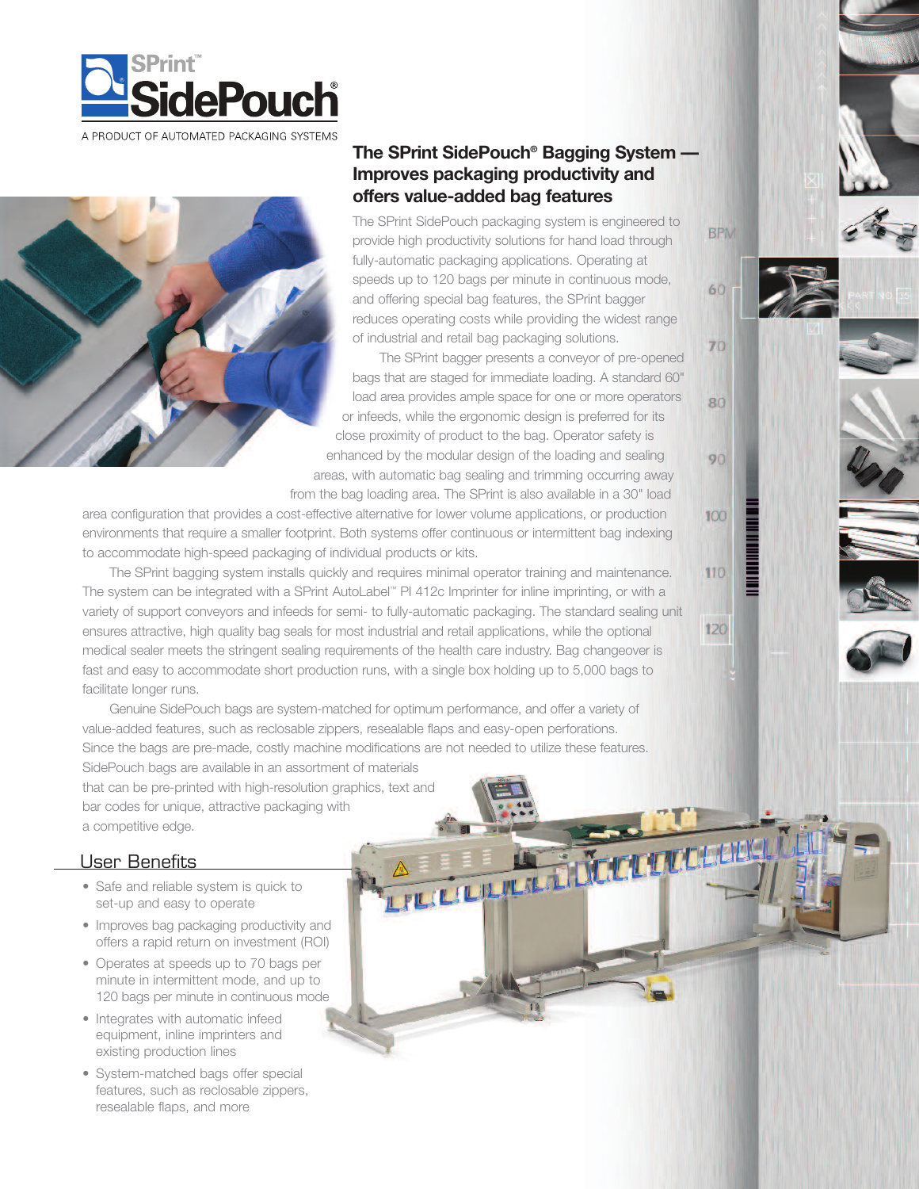SPrint™ SidePouch®

A PRODUCT OF AUTOMATED PACKAGING SYSTEMS

## The SPrint SidePouch® Bagging System — Improves packaging productivity and offers value-added bag features

The SPrint SidePouch packaging system is engineered to provide high productivity solutions for hand load through fully-automatic packaging applications. Operating at speeds up to 120 bags per minute in continuous mode, and offering special bag features, the SPrint bagger reduces operating costs while providing the widest range of industrial and retail bag packaging solutions.

The SPrint bagger presents a conveyor of pre-opened bags that are staged for immediate loading. A standard 60" load area provides ample space for one or more operators or infeeds, while the ergonomic design is preferred for its close proximity of product to the bag. Operator safety is enhanced by the modular design of the loading and sealing areas, with automatic bag sealing and trimming occurring away from the bag loading area. The SPrint is also available in a 30" load area configuration that provides a cost-effective alternative for lower volume applications, or production environments that require a smaller footprint. Both systems offer continuous or intermittent bag indexing to accommodate high-speed packaging of individual products or kits.

The SPrint bagging system installs quickly and requires minimal operator training and maintenance. The system can be integrated with a SPrint AutoLabel™ PI 412c Imprinter for inline imprinting, or with a variety of support conveyors and infeeds for semi- to fully-automatic packaging. The standard sealing unit ensures attractive, high quality bag seals for most industrial and retail applications, while the optional medical sealer meets the stringent sealing requirements of the health care industry. Bag changeover is fast and easy to accommodate short production runs, with a single box holding up to 5,000 bags to facilitate longer runs.

Genuine SidePouch bags are system-matched for optimum performance, and offer a variety of value-added features, such as reclosable zippers, resealable flaps and easy-open perforations. Since the bags are pre-made, costly machine modifications are not needed to utilize these features. SidePouch bags are available in an assortment of materials that can be pre-printed with high-resolution graphics, text and bar codes for unique, attractive packaging with a competitive edge.

## User Benefits

- Safe and reliable system is quick to set-up and easy to operate
- Improves bag packaging productivity and offers a rapid return on investment (ROI)
- Operates at speeds up to 70 bags per minute in intermittent mode, and up to 120 bags per minute in continuous mode
- Integrates with automatic infeed equipment, inline imprinters and existing production lines
- System-matched bags offer special features, such as reclosable zippers, resealable flaps, and more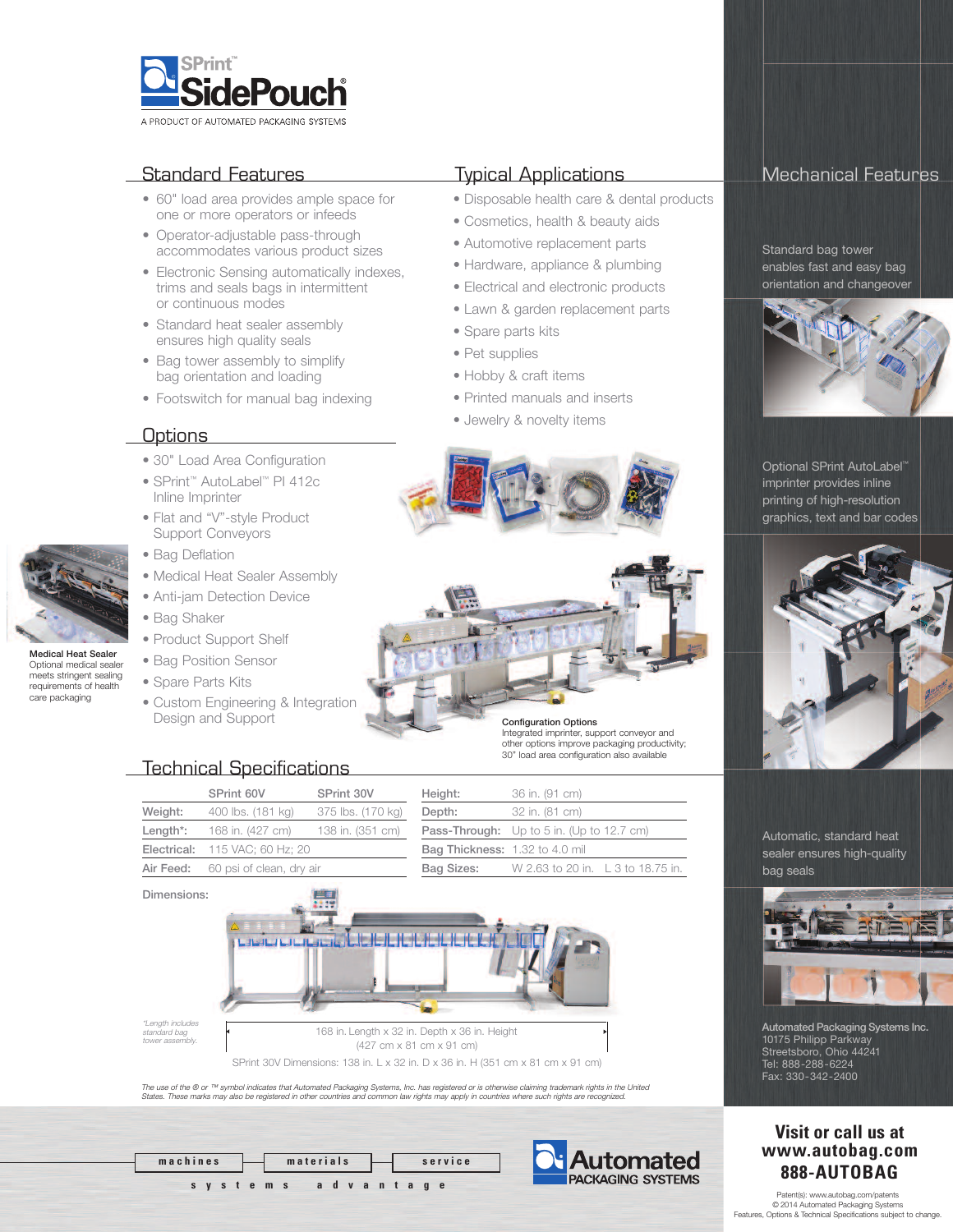SPrint™ SidePouch®

A PRODUCT OF AUTOMATED PACKAGING SYSTEMS

## Standard Features

- 60" load area provides ample space for one or more operators or infeeds
- Operator-adjustable pass-through accommodates various product sizes
- Electronic Sensing automatically indexes, trims and seals bags in intermittent or continuous modes
- Standard heat sealer assembly ensures high quality seals
- Bag tower assembly to simplify bag orientation and loading
- Footswitch for manual bag indexing

## Options

- 30" Load Area Configuration
- SPrint™ AutoLabel™ PI 412c Inline Imprinter
- Flat and "V"-style Product Support Conveyors
- Bag Deflation
- Medical Heat Sealer Assembly
- Anti-jam Detection Device
- Bag Shaker
- Product Support Shelf
- Bag Position Sensor
- Spare Parts Kits
- Custom Engineering & Integration Design and Support

**Medical Heat Sealer**
Optional medical sealer meets stringent sealing requirements of health care packaging

## Typical Applications

- Disposable health care & dental products
- Cosmetics, health & beauty aids
- Automotive replacement parts
- Hardware, appliance & plumbing
- Electrical and electronic products
- Lawn & garden replacement parts
- Spare parts kits
- Pet supplies
- Hobby & craft items
- Printed manuals and inserts
- Jewelry & novelty items

**Configuration Options**
Integrated imprinter, support conveyor and other options improve packaging productivity; 30" load area configuration also available

## Mechanical Features

Standard bag tower enables fast and easy bag orientation and changeover

Optional SPrint AutoLabel™ imprinter provides inline printing of high-resolution graphics, text and bar codes

Automatic, standard heat sealer ensures high-quality bag seals

## Technical Specifications

| | SPrint 60V | SPrint 30V |
|---|---|---|
| **Weight:** | 400 lbs. (181 kg) | 375 lbs. (170 kg) |
| **Length*:** | 168 in. (427 cm) | 138 in. (351 cm) |
| **Electrical:** | 115 VAC; 60 Hz; 20 | |
| **Air Feed:** | 60 psi of clean, dry air | |

| | |
|---|---|
| **Height:** | 36 in. (91 cm) |
| **Depth:** | 32 in. (81 cm) |
| **Pass-Through:** | Up to 5 in. (Up to 12.7 cm) |
| **Bag Thickness:** | 1.32 to 4.0 mil |
| **Bag Sizes:** | W 2.63 to 20 in. L 3 to 18.75 in. |

**Dimensions:**

168 in. Length x 32 in. Depth x 36 in. Height
(427 cm x 81 cm x 91 cm)

SPrint 30V Dimensions: 138 in. L x 32 in. D x 36 in. H (351 cm x 81 cm x 91 cm)

*Length includes standard bag tower assembly.

*The use of the ® or ™ symbol indicates that Automated Packaging Systems, Inc. has registered or is otherwise claiming trademark rights in the United States. These marks may also be registered in other countries and common law rights may apply in countries where such rights are recognized.*

**Automated Packaging Systems Inc.**
10175 Philipp Parkway
Streetsboro, Ohio 44241
Tel: 888-288-6224
Fax: 330-342-2400

machines | materials | service

systems advantage

Automated PACKAGING SYSTEMS

**Visit or call us at**
**www.autobag.com**
**888-AUTOBAG**

Patent(s): www.autobag.com/patents
© 2014 Automated Packaging Systems
Features, Options & Technical Specifications subject to change.